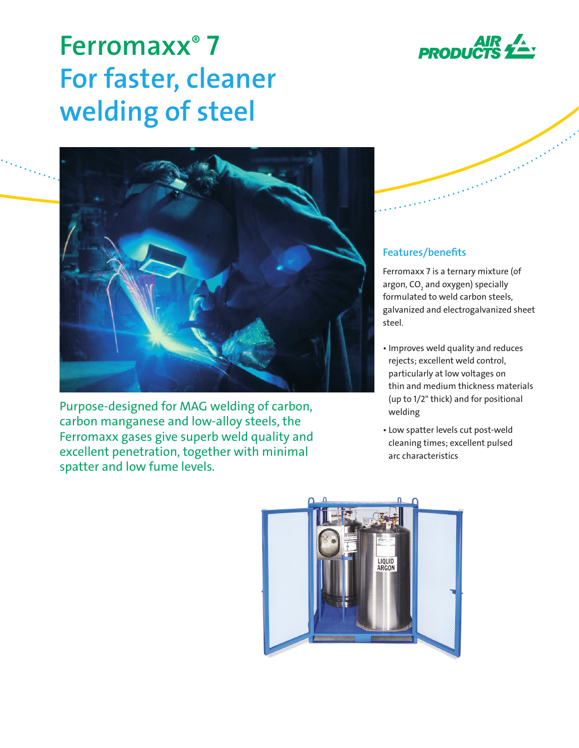# Ferromaxx® 7
# For faster, cleaner welding of steel

Purpose-designed for MAG welding of carbon, carbon manganese and low-alloy steels, the Ferromaxx gases give superb weld quality and excellent penetration, together with minimal spatter and low fume levels.

## Features/benefits

Ferromaxx 7 is a ternary mixture (of argon, $CO_2$ and oxygen) specially formulated to weld carbon steels, galvanized and electrogalvanized sheet steel.

- Improves weld quality and reduces rejects; excellent weld control, particularly at low voltages on thin and medium thickness materials (up to 1/2" thick) and for positional welding
- Low spatter levels cut post-weld cleaning times; excellent pulsed arc characteristics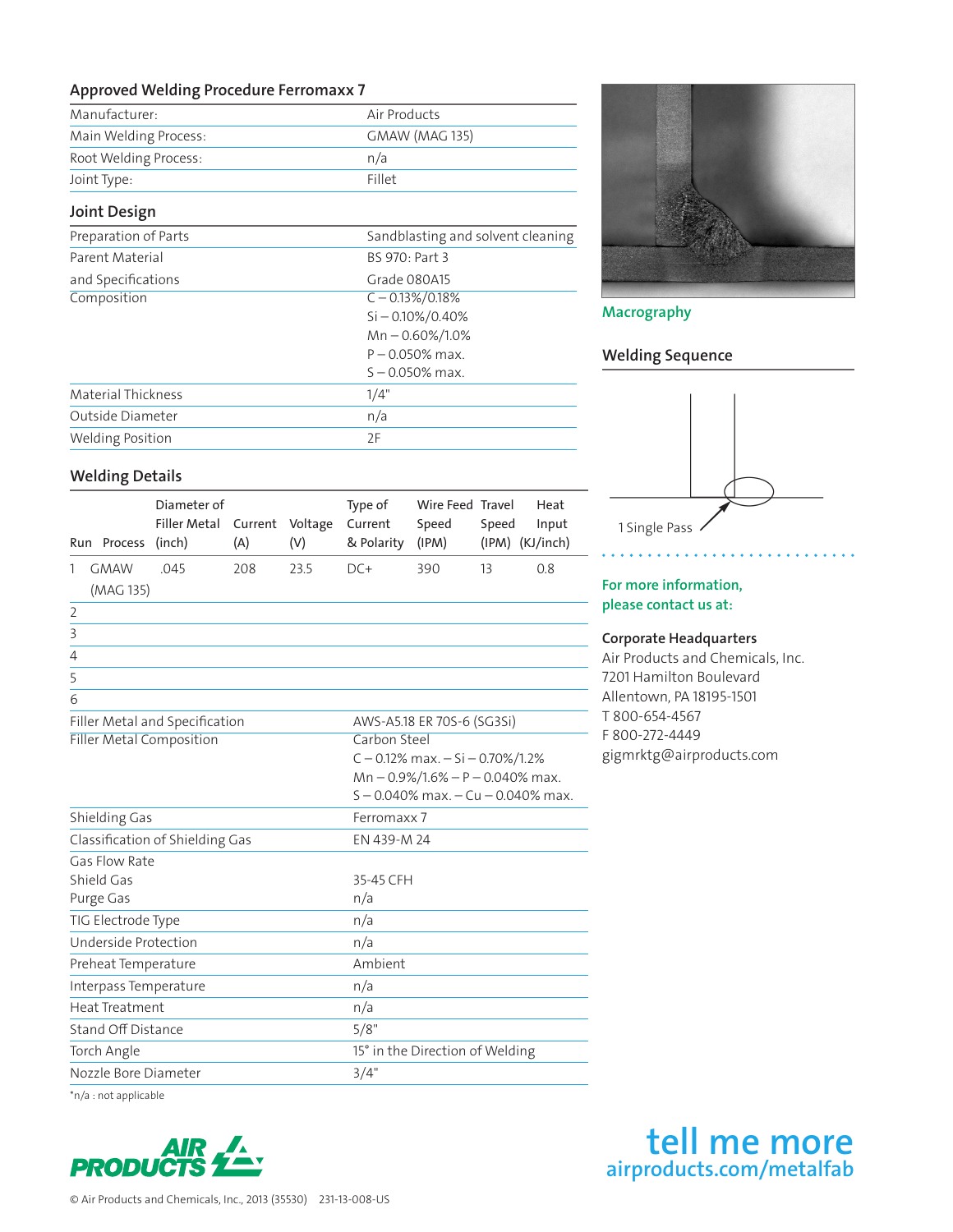## Approved Welding Procedure Ferromaxx 7

| | |
|---|---|
| Manufacturer: | Air Products |
| Main Welding Process: | GMAW (MAG 135) |
| Root Welding Process: | n/a |
| Joint Type: | Fillet |

## Joint Design

| | |
|---|---|
| Preparation of Parts | Sandblasting and solvent cleaning |
| Parent Material and Specifications | BS 970: Part 3 Grade 080A15 |
| Composition | C – 0.13%/0.18%<br>Si – 0.10%/0.40%<br>Mn – 0.60%/1.0%<br>P – 0.050% max.<br>S – 0.050% max. |
| Material Thickness | 1/4" |
| Outside Diameter | n/a |
| Welding Position | 2F |

## Welding Details

| Run | Process | Diameter of Filler Metal (inch) | Current (A) | Voltage (V) | Type of Current & Polarity | Wire Feed Speed (IPM) | Travel Speed (IPM) | Heat Input (KJ/inch) |
|---|---|---|---|---|---|---|---|---|
| 1 | GMAW (MAG 135) | .045 | 208 | 23.5 | DC+ | 390 | 13 | 0.8 |
| 2 | | | | | | | | |
| 3 | | | | | | | | |
| 4 | | | | | | | | |
| 5 | | | | | | | | |
| 6 | | | | | | | | |

| | |
|---|---|
| Filler Metal and Specification | AWS-A5.18 ER 70S-6 (SG3Si) |
| Filler Metal Composition | Carbon Steel<br>C – 0.12% max. – Si – 0.70%/1.2%<br>Mn – 0.9%/1.6% – P – 0.040% max.<br>S – 0.040% max. – Cu – 0.040% max. |
| Shielding Gas | Ferromaxx 7 |
| Classification of Shielding Gas | EN 439-M 24 |
| Gas Flow Rate<br>Shield Gas<br>Purge Gas | <br>35-45 CFH<br>n/a |
| TIG Electrode Type | n/a |
| Underside Protection | n/a |
| Preheat Temperature | Ambient |
| Interpass Temperature | n/a |
| Heat Treatment | n/a |
| Stand Off Distance | 5/8" |
| Torch Angle | 15° in the Direction of Welding |
| Nozzle Bore Diameter | 3/4" |

*n/a : not applicable

Macrography

## Welding Sequence

1 Single Pass

**For more information, please contact us at:**

**Corporate Headquarters**
Air Products and Chemicals, Inc.
7201 Hamilton Boulevard
Allentown, PA 18195-1501
T 800-654-4567
F 800-272-4449
gigmrktg@airproducts.com

tell me more
airproducts.com/metalfab

© Air Products and Chemicals, Inc., 2013 (35530) 231-13-008-US